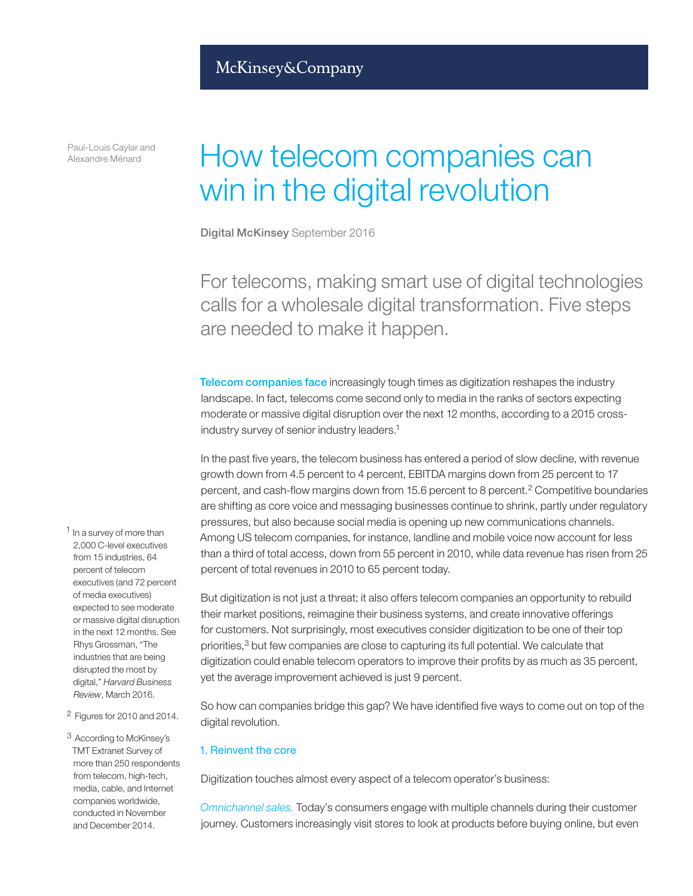McKinsey&Company

Paul-Louis Caylar and Alexandre Ménard

# How telecom companies can win in the digital revolution

**Digital McKinsey** September 2016

## For telecoms, making smart use of digital technologies calls for a wholesale digital transformation. Five steps are needed to make it happen.

**Telecom companies face** increasingly tough times as digitization reshapes the industry landscape. In fact, telecoms come second only to media in the ranks of sectors expecting moderate or massive digital disruption over the next 12 months, according to a 2015 cross-industry survey of senior industry leaders.[1]

In the past five years, the telecom business has entered a period of slow decline, with revenue growth down from 4.5 percent to 4 percent, EBITDA margins down from 25 percent to 17 percent, and cash-flow margins down from 15.6 percent to 8 percent.[2] Competitive boundaries are shifting as core voice and messaging businesses continue to shrink, partly under regulatory pressures, but also because social media is opening up new communications channels. Among US telecom companies, for instance, landline and mobile voice now account for less than a third of total access, down from 55 percent in 2010, while data revenue has risen from 25 percent of total revenues in 2010 to 65 percent today.

But digitization is not just a threat; it also offers telecom companies an opportunity to rebuild their market positions, reimagine their business systems, and create innovative offerings for customers. Not surprisingly, most executives consider digitization to be one of their top priorities,[3] but few companies are close to capturing its full potential. We calculate that digitization could enable telecom operators to improve their profits by as much as 35 percent, yet the average improvement achieved is just 9 percent.

So how can companies bridge this gap? We have identified five ways to come out on top of the digital revolution.

### 1. Reinvent the core

Digitization touches almost every aspect of a telecom operator's business:

*Omnichannel sales.* Today's consumers engage with multiple channels during their customer journey. Customers increasingly visit stores to look at products before buying online, but even

[1] In a survey of more than 2,000 C-level executives from 15 industries, 64 percent of telecom executives (and 72 percent of media executives) expected to see moderate or massive digital disruption in the next 12 months. See Rhys Grossman, "The industries that are being disrupted the most by digital," *Harvard Business Review*, March 2016.

[2] Figures for 2010 and 2014.

[3] According to McKinsey's TMT Extranet Survey of more than 250 respondents from telecom, high-tech, media, cable, and Internet companies worldwide, conducted in November and December 2014.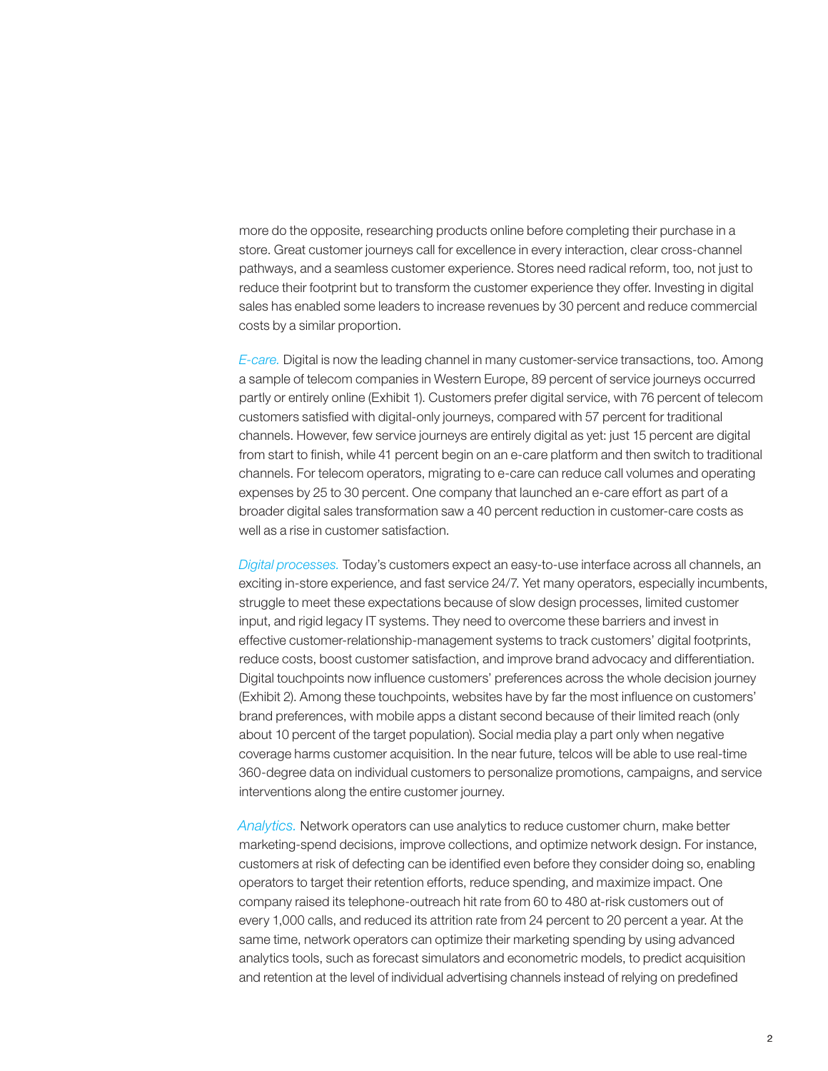more do the opposite, researching products online before completing their purchase in a store. Great customer journeys call for excellence in every interaction, clear cross-channel pathways, and a seamless customer experience. Stores need radical reform, too, not just to reduce their footprint but to transform the customer experience they offer. Investing in digital sales has enabled some leaders to increase revenues by 30 percent and reduce commercial costs by a similar proportion.

*E-care.* Digital is now the leading channel in many customer-service transactions, too. Among a sample of telecom companies in Western Europe, 89 percent of service journeys occurred partly or entirely online (Exhibit 1). Customers prefer digital service, with 76 percent of telecom customers satisfied with digital-only journeys, compared with 57 percent for traditional channels. However, few service journeys are entirely digital as yet: just 15 percent are digital from start to finish, while 41 percent begin on an e-care platform and then switch to traditional channels. For telecom operators, migrating to e-care can reduce call volumes and operating expenses by 25 to 30 percent. One company that launched an e-care effort as part of a broader digital sales transformation saw a 40 percent reduction in customer-care costs as well as a rise in customer satisfaction.

*Digital processes.* Today's customers expect an easy-to-use interface across all channels, an exciting in-store experience, and fast service 24/7. Yet many operators, especially incumbents, struggle to meet these expectations because of slow design processes, limited customer input, and rigid legacy IT systems. They need to overcome these barriers and invest in effective customer-relationship-management systems to track customers' digital footprints, reduce costs, boost customer satisfaction, and improve brand advocacy and differentiation. Digital touchpoints now influence customers' preferences across the whole decision journey (Exhibit 2). Among these touchpoints, websites have by far the most influence on customers' brand preferences, with mobile apps a distant second because of their limited reach (only about 10 percent of the target population). Social media play a part only when negative coverage harms customer acquisition. In the near future, telcos will be able to use real-time 360-degree data on individual customers to personalize promotions, campaigns, and service interventions along the entire customer journey.

*Analytics.* Network operators can use analytics to reduce customer churn, make better marketing-spend decisions, improve collections, and optimize network design. For instance, customers at risk of defecting can be identified even before they consider doing so, enabling operators to target their retention efforts, reduce spending, and maximize impact. One company raised its telephone-outreach hit rate from 60 to 480 at-risk customers out of every 1,000 calls, and reduced its attrition rate from 24 percent to 20 percent a year. At the same time, network operators can optimize their marketing spending by using advanced analytics tools, such as forecast simulators and econometric models, to predict acquisition and retention at the level of individual advertising channels instead of relying on predefined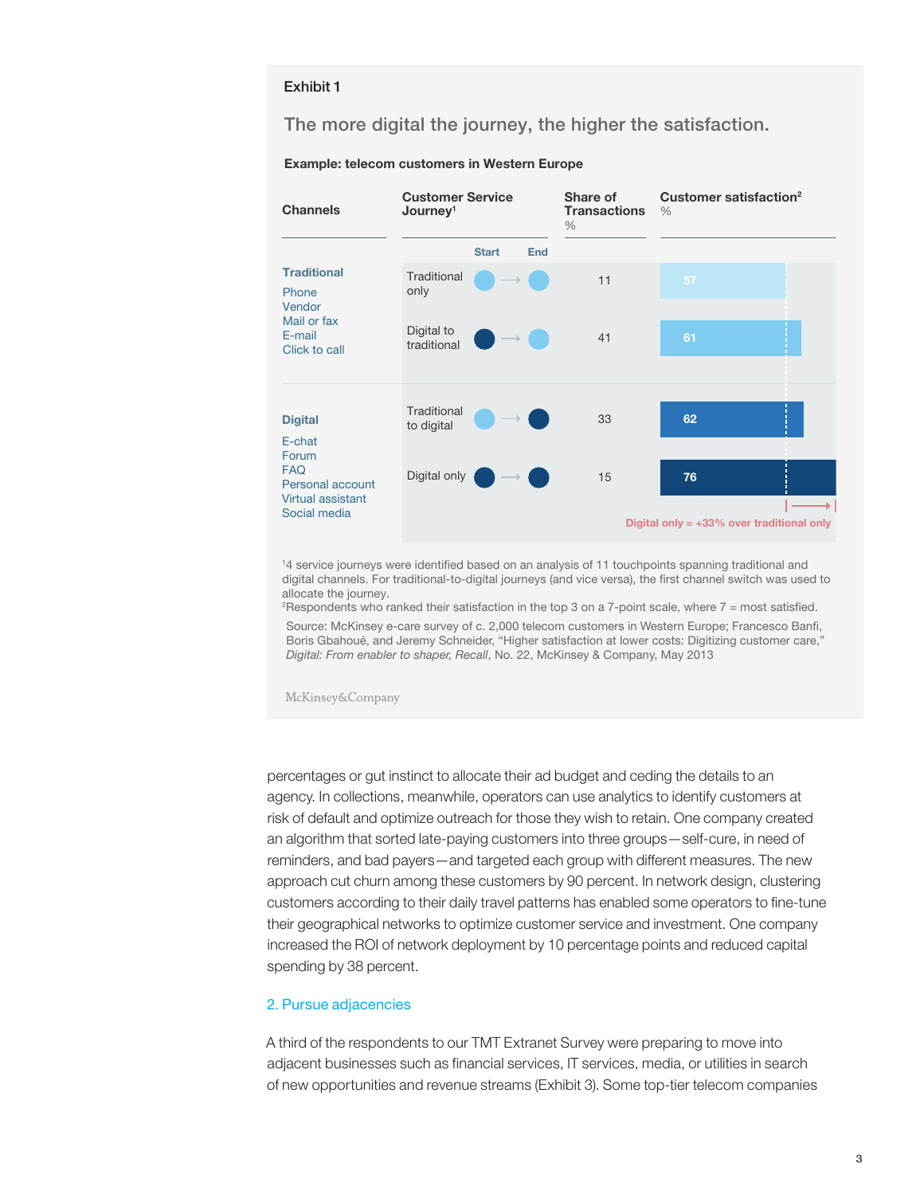Exhibit 1

## The more digital the journey, the higher the satisfaction.

**Example: telecom customers in Western Europe**

| Channels | Customer Service Journey[1] (Start → End) | Share of Transactions % | Customer satisfaction[2] % |
|---|---|---|---|
| **Traditional** (Phone, Vendor, Mail or fax, E-mail, Click to call) | Traditional only | 11 | 57 |
| | Digital to traditional | 41 | 61 |
| **Digital** (E-chat, Forum, FAQ, Personal account, Virtual assistant, Social media) | Traditional to digital | 33 | 62 |
| | Digital only | 15 | 76 |

Digital only = +33% over traditional only

[1]4 service journeys were identified based on an analysis of 11 touchpoints spanning traditional and digital channels. For traditional-to-digital journeys (and vice versa), the first channel switch was used to allocate the journey.
[2]Respondents who ranked their satisfaction in the top 3 on a 7-point scale, where 7 = most satisfied.

Source: McKinsey e-care survey of c. 2,000 telecom customers in Western Europe; Francesco Banfi, Boris Gbahoué, and Jeremy Schneider, "Higher satisfaction at lower costs: Digitizing customer care," *Digital: From enabler to shaper, Recall*, No. 22, McKinsey & Company, May 2013

McKinsey&Company

percentages or gut instinct to allocate their ad budget and ceding the details to an agency. In collections, meanwhile, operators can use analytics to identify customers at risk of default and optimize outreach for those they wish to retain. One company created an algorithm that sorted late-paying customers into three groups—self-cure, in need of reminders, and bad payers—and targeted each group with different measures. The new approach cut churn among these customers by 90 percent. In network design, clustering customers according to their daily travel patterns has enabled some operators to fine-tune their geographical networks to optimize customer service and investment. One company increased the ROI of network deployment by 10 percentage points and reduced capital spending by 38 percent.

## 2. Pursue adjacencies

A third of the respondents to our TMT Extranet Survey were preparing to move into adjacent businesses such as financial services, IT services, media, or utilities in search of new opportunities and revenue streams (Exhibit 3). Some top-tier telecom companies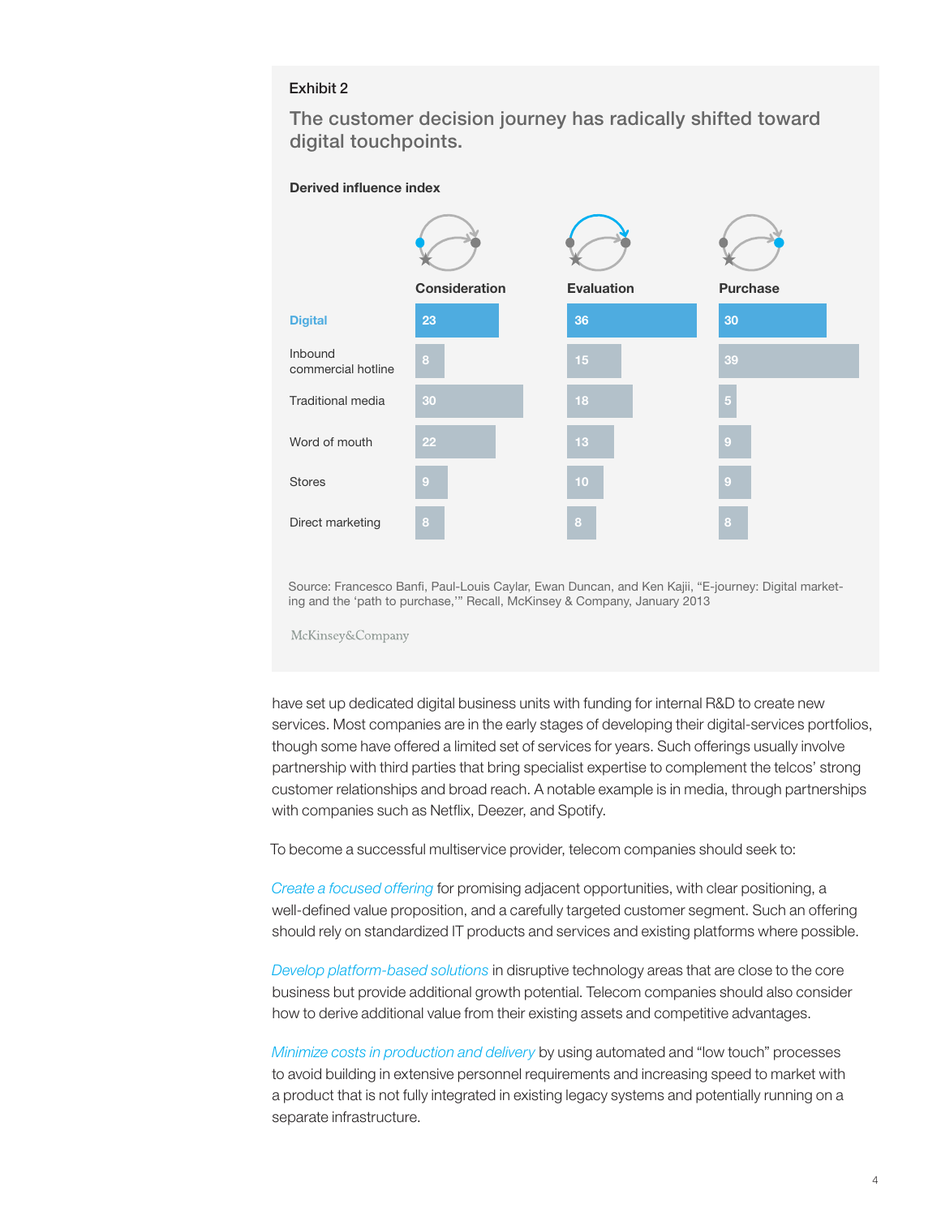Exhibit 2

## The customer decision journey has radically shifted toward digital touchpoints.

**Derived influence index**

| | Consideration | Evaluation | Purchase |
|---|---|---|---|
| **Digital** | 23 | 36 | 30 |
| Inbound commercial hotline | 8 | 15 | 39 |
| Traditional media | 30 | 18 | 5 |
| Word of mouth | 22 | 13 | 9 |
| Stores | 9 | 10 | 9 |
| Direct marketing | 8 | 8 | 8 |

Source: Francesco Banfi, Paul-Louis Caylar, Ewan Duncan, and Ken Kajii, "E-journey: Digital marketing and the 'path to purchase,'" Recall, McKinsey & Company, January 2013

McKinsey&Company

have set up dedicated digital business units with funding for internal R&D to create new services. Most companies are in the early stages of developing their digital-services portfolios, though some have offered a limited set of services for years. Such offerings usually involve partnership with third parties that bring specialist expertise to complement the telcos' strong customer relationships and broad reach. A notable example is in media, through partnerships with companies such as Netflix, Deezer, and Spotify.

To become a successful multiservice provider, telecom companies should seek to:

*Create a focused offering* for promising adjacent opportunities, with clear positioning, a well-defined value proposition, and a carefully targeted customer segment. Such an offering should rely on standardized IT products and services and existing platforms where possible.

*Develop platform-based solutions* in disruptive technology areas that are close to the core business but provide additional growth potential. Telecom companies should also consider how to derive additional value from their existing assets and competitive advantages.

*Minimize costs in production and delivery* by using automated and "low touch" processes to avoid building in extensive personnel requirements and increasing speed to market with a product that is not fully integrated in existing legacy systems and potentially running on a separate infrastructure.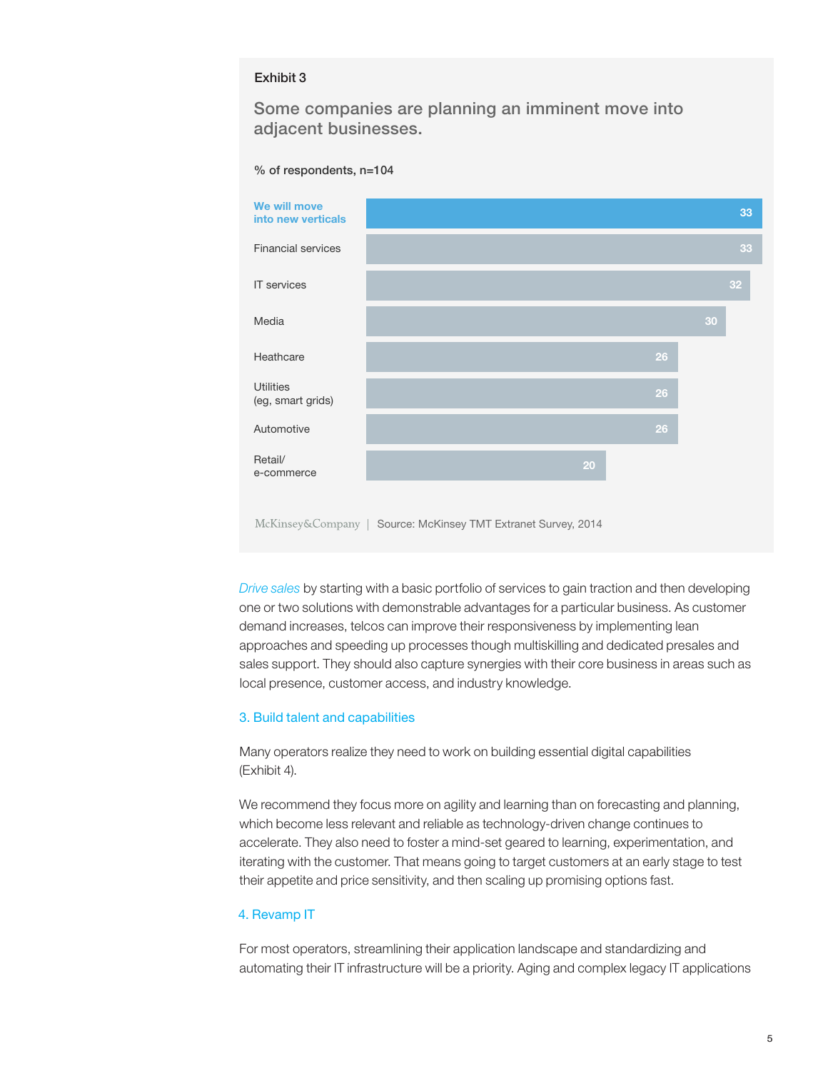Exhibit 3

## Some companies are planning an imminent move into adjacent businesses.

% of respondents, n=104

| Category | % |
|---|---|
| **We will move into new verticals** | 33 |
| Financial services | 33 |
| IT services | 32 |
| Media | 30 |
| Heathcare | 26 |
| Utilities (eg, smart grids) | 26 |
| Automotive | 26 |
| Retail/ e-commerce | 20 |

McKinsey&Company | Source: McKinsey TMT Extranet Survey, 2014

*Drive sales* by starting with a basic portfolio of services to gain traction and then developing one or two solutions with demonstrable advantages for a particular business. As customer demand increases, telcos can improve their responsiveness by implementing lean approaches and speeding up processes though multiskilling and dedicated presales and sales support. They should also capture synergies with their core business in areas such as local presence, customer access, and industry knowledge.

### 3. Build talent and capabilities

Many operators realize they need to work on building essential digital capabilities (Exhibit 4).

We recommend they focus more on agility and learning than on forecasting and planning, which become less relevant and reliable as technology-driven change continues to accelerate. They also need to foster a mind-set geared to learning, experimentation, and iterating with the customer. That means going to target customers at an early stage to test their appetite and price sensitivity, and then scaling up promising options fast.

### 4. Revamp IT

For most operators, streamlining their application landscape and standardizing and automating their IT infrastructure will be a priority. Aging and complex legacy IT applications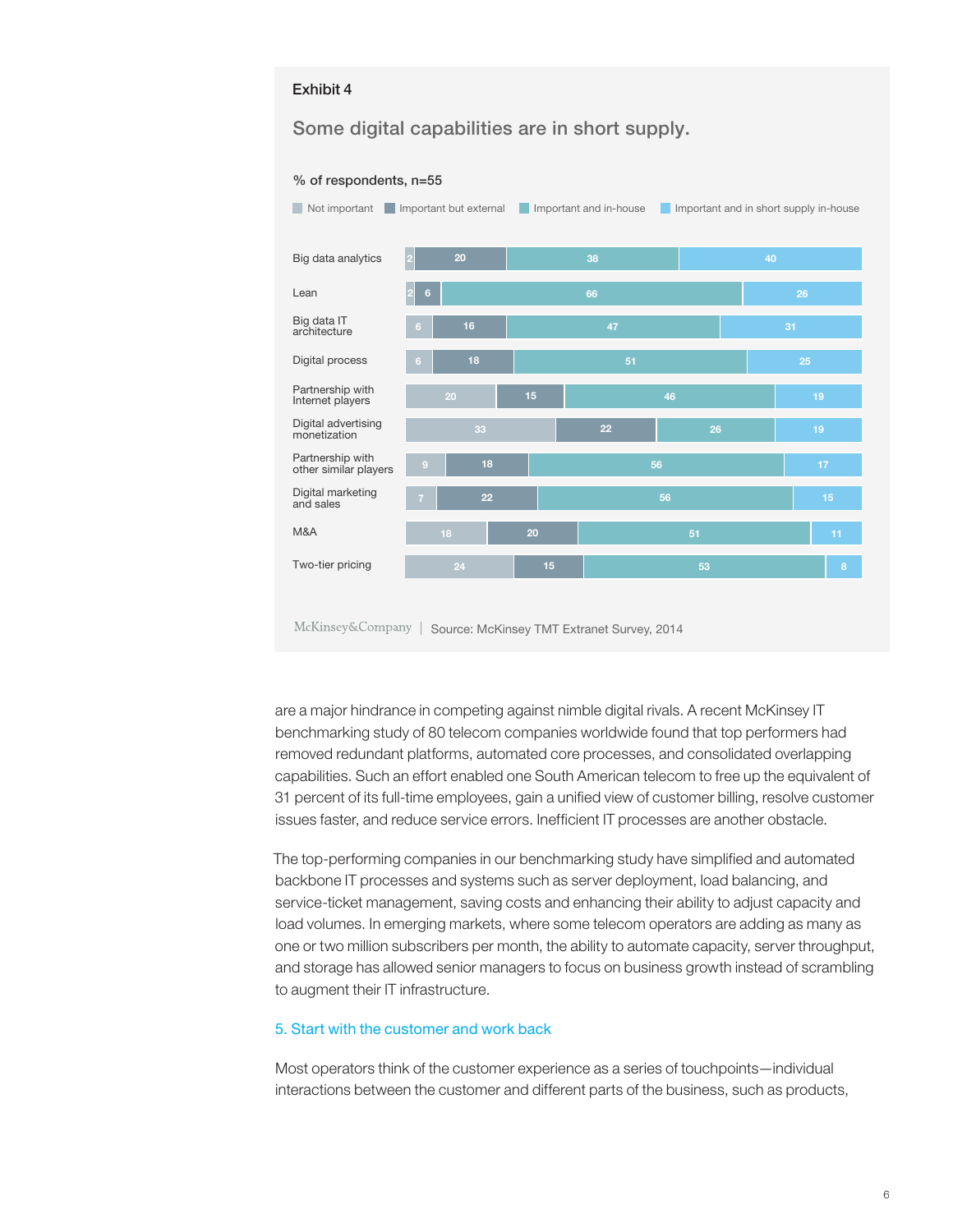Exhibit 4

## Some digital capabilities are in short supply.

% of respondents, n=55

| | Not important | Important but external | Important and in-house | Important and in short supply in-house |
|---|---|---|---|---|
| Big data analytics | 2 | 20 | 38 | 40 |
| Lean | 2 | 6 | 66 | 26 |
| Big data IT architecture | 6 | 16 | 47 | 31 |
| Digital process | 6 | 18 | 51 | 25 |
| Partnership with Internet players | 20 | 15 | 46 | 19 |
| Digital advertising monetization | 33 | 22 | 26 | 19 |
| Partnership with other similar players | 9 | 18 | 56 | 17 |
| Digital marketing and sales | 7 | 22 | 56 | 15 |
| M&A | 18 | 20 | 51 | 11 |
| Two-tier pricing | 24 | 15 | 53 | 8 |

McKinsey&Company | Source: McKinsey TMT Extranet Survey, 2014

are a major hindrance in competing against nimble digital rivals. A recent McKinsey IT benchmarking study of 80 telecom companies worldwide found that top performers had removed redundant platforms, automated core processes, and consolidated overlapping capabilities. Such an effort enabled one South American telecom to free up the equivalent of 31 percent of its full-time employees, gain a unified view of customer billing, resolve customer issues faster, and reduce service errors. Inefficient IT processes are another obstacle.

The top-performing companies in our benchmarking study have simplified and automated backbone IT processes and systems such as server deployment, load balancing, and service-ticket management, saving costs and enhancing their ability to adjust capacity and load volumes. In emerging markets, where some telecom operators are adding as many as one or two million subscribers per month, the ability to automate capacity, server throughput, and storage has allowed senior managers to focus on business growth instead of scrambling to augment their IT infrastructure.

### 5. Start with the customer and work back

Most operators think of the customer experience as a series of touchpoints—individual interactions between the customer and different parts of the business, such as products,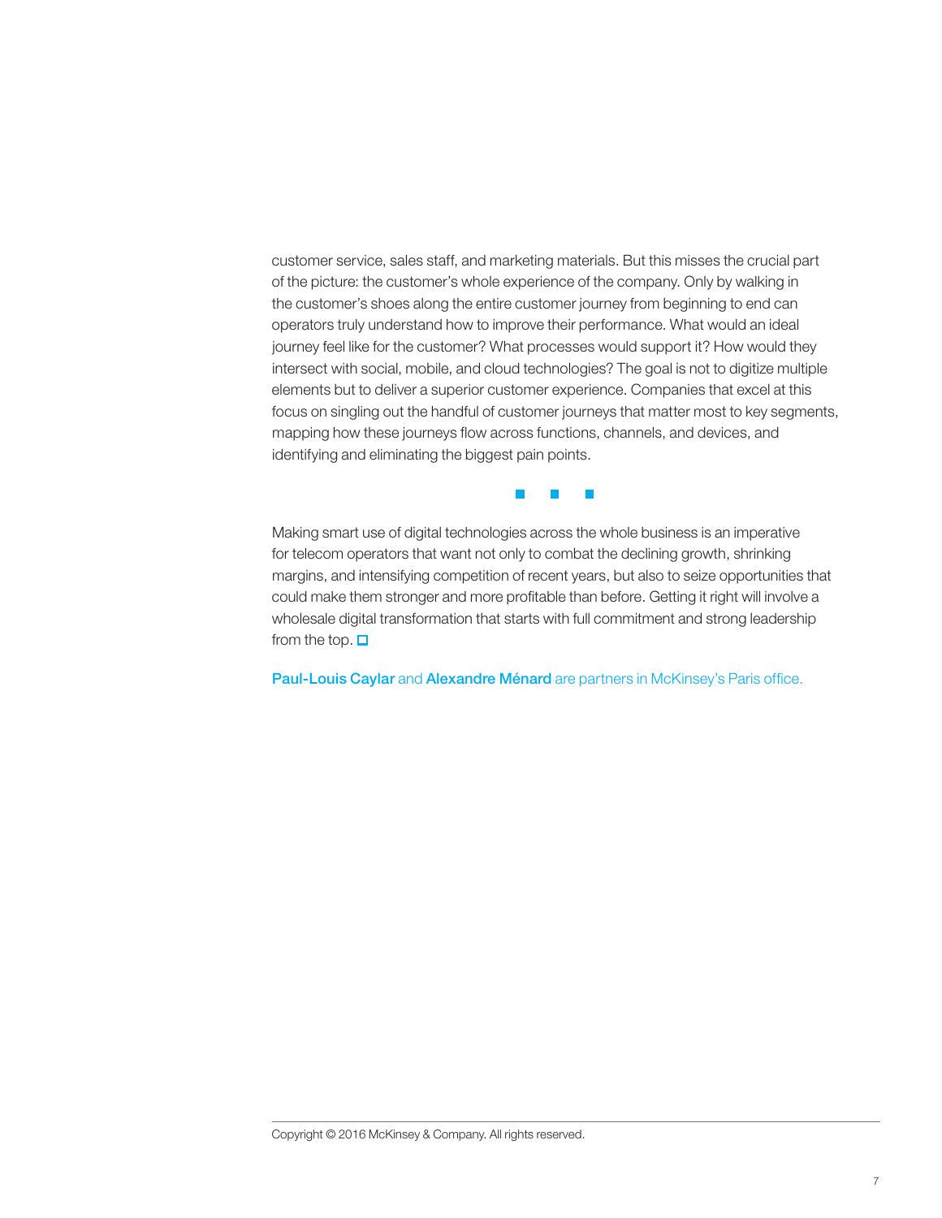customer service, sales staff, and marketing materials. But this misses the crucial part of the picture: the customer's whole experience of the company. Only by walking in the customer's shoes along the entire customer journey from beginning to end can operators truly understand how to improve their performance. What would an ideal journey feel like for the customer? What processes would support it? How would they intersect with social, mobile, and cloud technologies? The goal is not to digitize multiple elements but to deliver a superior customer experience. Companies that excel at this focus on singling out the handful of customer journeys that matter most to key segments, mapping how these journeys flow across functions, channels, and devices, and identifying and eliminating the biggest pain points.

■ ■ ■

Making smart use of digital technologies across the whole business is an imperative for telecom operators that want not only to combat the declining growth, shrinking margins, and intensifying competition of recent years, but also to seize opportunities that could make them stronger and more profitable than before. Getting it right will involve a wholesale digital transformation that starts with full commitment and strong leadership from the top. □

**Paul-Louis Caylar** and **Alexandre Ménard** are partners in McKinsey's Paris office.

Copyright © 2016 McKinsey & Company. All rights reserved.